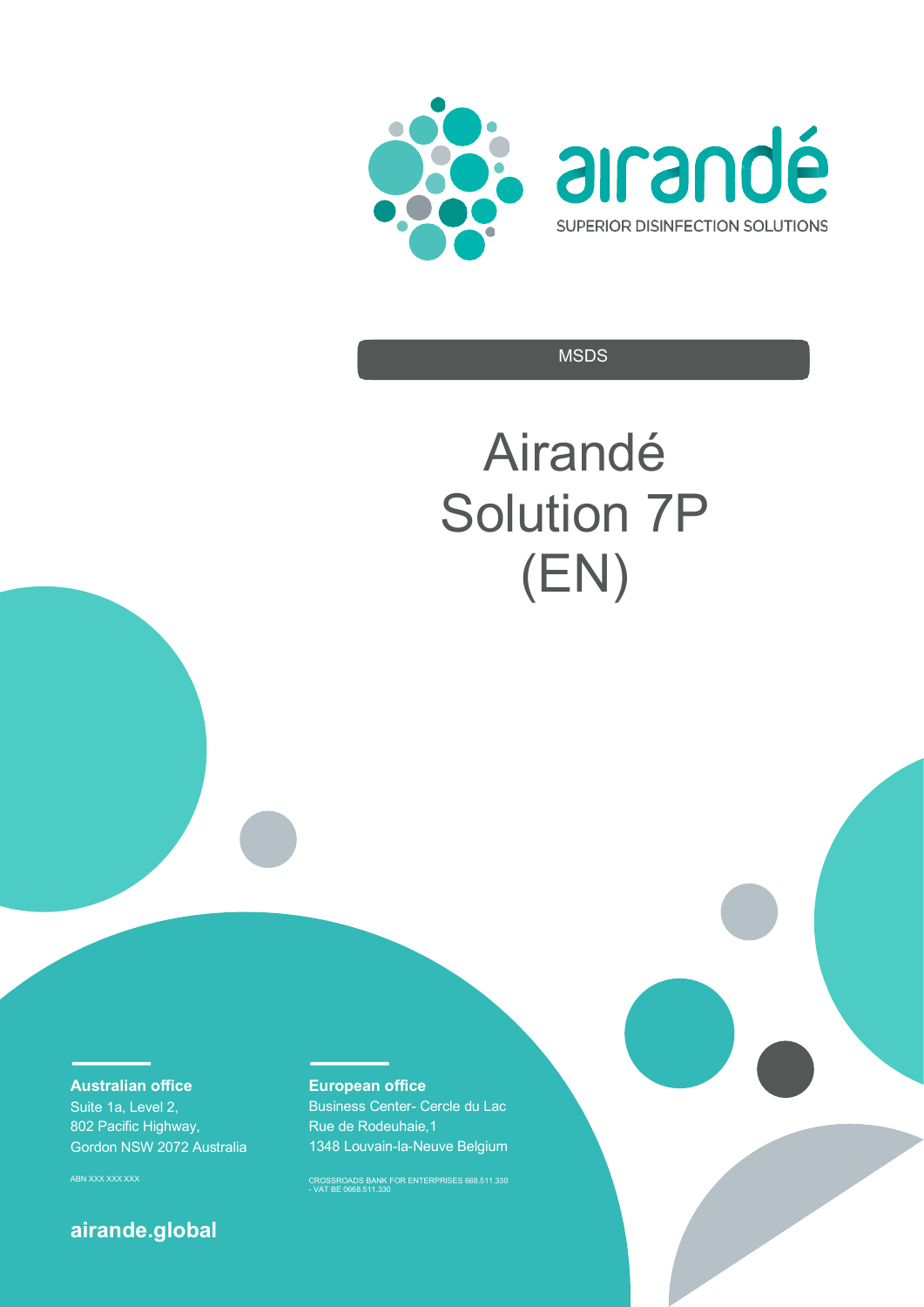airandé

SUPERIOR DISINFECTION SOLUTIONS

MSDS

# Airandé Solution 7P (EN)

**Australian office**
Suite 1a, Level 2,
802 Pacific Highway,
Gordon NSW 2072 Australia

ABN XXX XXX XXX

**European office**
Business Center- Cercle du Lac
Rue de Rodeuhaie,1
1348 Louvain-la-Neuve Belgium

CROSSROADS BANK FOR ENTERPRISES 668.511.330 - VAT BE 0668.511.330

**airande.global**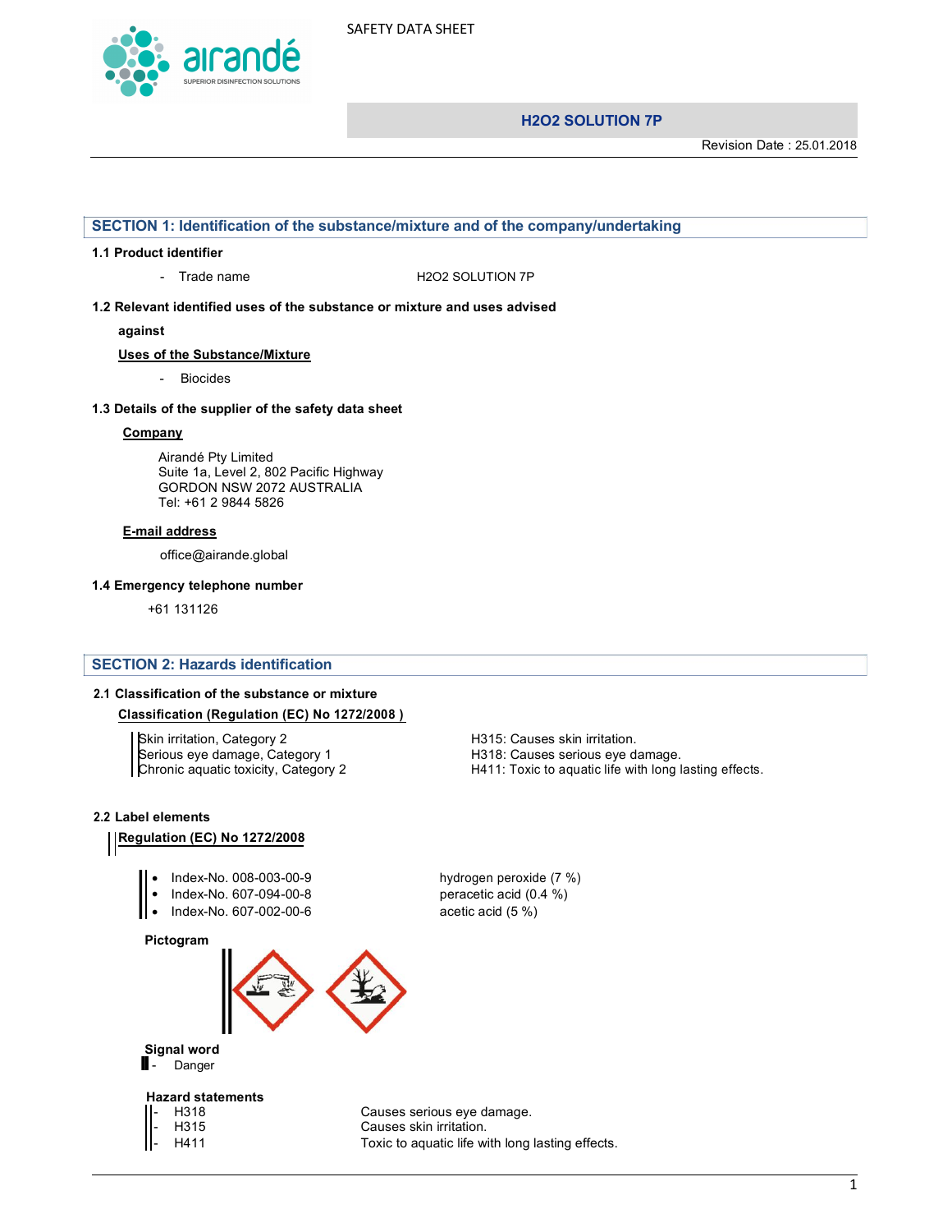SAFETY DATA SHEET

**H2O2 SOLUTION 7P**

Revision Date : 25.01.2018

## SECTION 1: Identification of the substance/mixture and of the company/undertaking

### 1.1 Product identifier

- Trade name H2O2 SOLUTION 7P

### 1.2 Relevant identified uses of the substance or mixture and uses advised against

**Uses of the Substance/Mixture**

- Biocides

### 1.3 Details of the supplier of the safety data sheet

**Company**

Airandé Pty Limited
Suite 1a, Level 2, 802 Pacific Highway
GORDON NSW 2072 AUSTRALIA
Tel: +61 2 9844 5826

**E-mail address**

office@airande.global

### 1.4 Emergency telephone number

+61 131126

## SECTION 2: Hazards identification

### 2.1 Classification of the substance or mixture

**Classification (Regulation (EC) No 1272/2008 )**

| Classification | Hazard statement |
|---|---|
| Skin irritation, Category 2 | H315: Causes skin irritation. |
| Serious eye damage, Category 1 | H318: Causes serious eye damage. |
| Chronic aquatic toxicity, Category 2 | H411: Toxic to aquatic life with long lasting effects. |

### 2.2 Label elements

**Regulation (EC) No 1272/2008**

- Index-No. 008-003-00-9 hydrogen peroxide (7 %)
- Index-No. 607-094-00-8 peracetic acid (0.4 %)
- Index-No. 607-002-00-6 acetic acid (5 %)

**Pictogram**

**Signal word**

- Danger

**Hazard statements**

- H318 Causes serious eye damage.
- H315 Causes skin irritation.
- H411 Toxic to aquatic life with long lasting effects.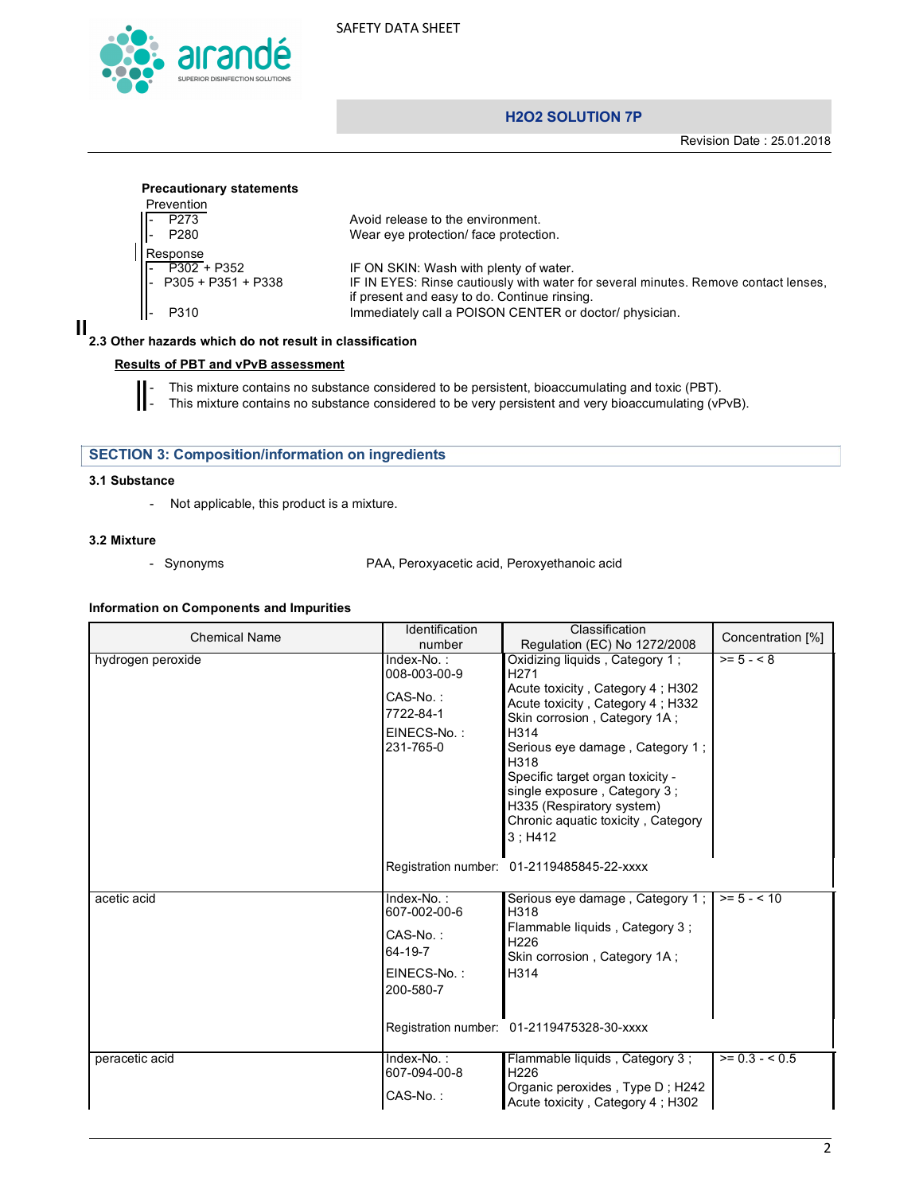**Precautionary statements**

Prevention

| | |
|---|---|
| - P273 | Avoid release to the environment. |
| - P280 | Wear eye protection/ face protection. |

Response

| | |
|---|---|
| - P302 + P352 | IF ON SKIN: Wash with plenty of water. |
| - P305 + P351 + P338 | IF IN EYES: Rinse cautiously with water for several minutes. Remove contact lenses, if present and easy to do. Continue rinsing. |
| - P310 | Immediately call a POISON CENTER or doctor/ physician. |

### 2.3 Other hazards which do not result in classification

**Results of PBT and vPvB assessment**

- This mixture contains no substance considered to be persistent, bioaccumulating and toxic (PBT).
- This mixture contains no substance considered to be very persistent and very bioaccumulating (vPvB).

## SECTION 3: Composition/information on ingredients

### 3.1 Substance

- Not applicable, this product is a mixture.

### 3.2 Mixture

- Synonyms PAA, Peroxyacetic acid, Peroxyethanoic acid

**Information on Components and Impurities**

| Chemical Name | Identification number | Classification Regulation (EC) No 1272/2008 | Concentration [%] |
|---|---|---|---|
| hydrogen peroxide | Index-No. : 008-003-00-9<br>CAS-No. : 7722-84-1<br>EINECS-No. : 231-765-0 | Oxidizing liquids , Category 1 ; H271<br>Acute toxicity , Category 4 ; H302<br>Acute toxicity , Category 4 ; H332<br>Skin corrosion , Category 1A ; H314<br>Serious eye damage , Category 1 ; H318<br>Specific target organ toxicity - single exposure , Category 3 ; H335 (Respiratory system)<br>Chronic aquatic toxicity , Category 3 ; H412 | >= 5 - < 8 |
| | Registration number: 01-2119485845-22-xxxx | | |
| acetic acid | Index-No. : 607-002-00-6<br>CAS-No. : 64-19-7<br>EINECS-No. : 200-580-7 | Serious eye damage , Category 1 ; H318<br>Flammable liquids , Category 3 ; H226<br>Skin corrosion , Category 1A ; H314 | >= 5 - < 10 |
| | Registration number: 01-2119475328-30-xxxx | | |
| peracetic acid | Index-No. : 607-094-00-8<br>CAS-No. : | Flammable liquids , Category 3 ; H226<br>Organic peroxides , Type D ; H242<br>Acute toxicity , Category 4 ; H302 | >= 0.3 - < 0.5 |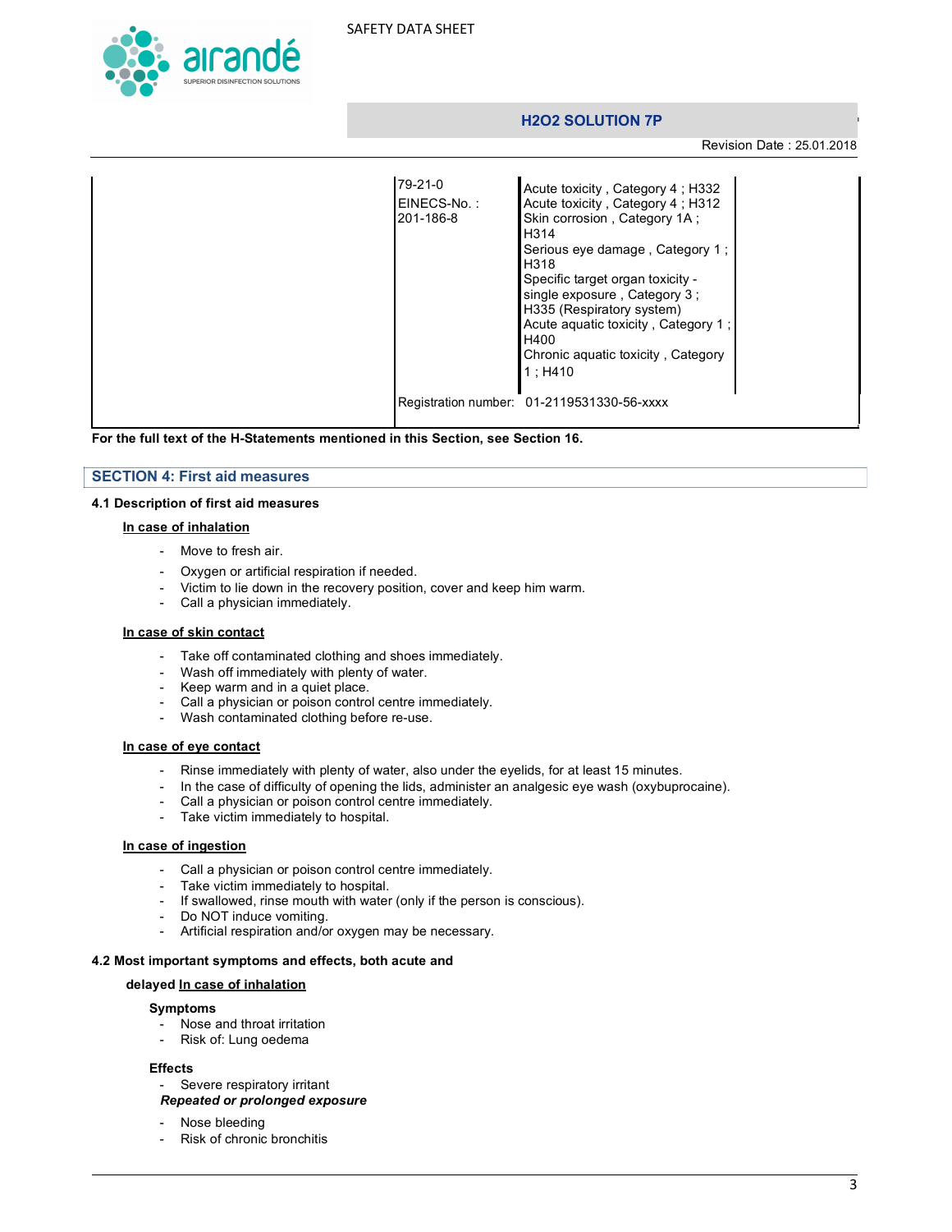| | | |
|---|---|---|
| | 79-21-0<br>EINECS-No. :<br>201-186-8 | Acute toxicity , Category 4 ; H332<br>Acute toxicity , Category 4 ; H312<br>Skin corrosion , Category 1A ; H314<br>Serious eye damage , Category 1 ; H318<br>Specific target organ toxicity - single exposure , Category 3 ; H335 (Respiratory system)<br>Acute aquatic toxicity , Category 1 ; H400<br>Chronic aquatic toxicity , Category 1 ; H410 |
| | Registration number: | 01-2119531330-56-xxxx |

**For the full text of the H-Statements mentioned in this Section, see Section 16.**

## SECTION 4: First aid measures

### 4.1 Description of first aid measures

**In case of inhalation**

- Move to fresh air.
- Oxygen or artificial respiration if needed.
- Victim to lie down in the recovery position, cover and keep him warm.
- Call a physician immediately.

**In case of skin contact**

- Take off contaminated clothing and shoes immediately.
- Wash off immediately with plenty of water.
- Keep warm and in a quiet place.
- Call a physician or poison control centre immediately.
- Wash contaminated clothing before re-use.

**In case of eye contact**

- Rinse immediately with plenty of water, also under the eyelids, for at least 15 minutes.
- In the case of difficulty of opening the lids, administer an analgesic eye wash (oxybuprocaine).
- Call a physician or poison control centre immediately.
- Take victim immediately to hospital.

**In case of ingestion**

- Call a physician or poison control centre immediately.
- Take victim immediately to hospital.
- If swallowed, rinse mouth with water (only if the person is conscious).
- Do NOT induce vomiting.
- Artificial respiration and/or oxygen may be necessary.

### 4.2 Most important symptoms and effects, both acute and delayed

**In case of inhalation**

**Symptoms**
- Nose and throat irritation
- Risk of: Lung oedema

**Effects**
- Severe respiratory irritant

***Repeated or prolonged exposure***
- Nose bleeding
- Risk of chronic bronchitis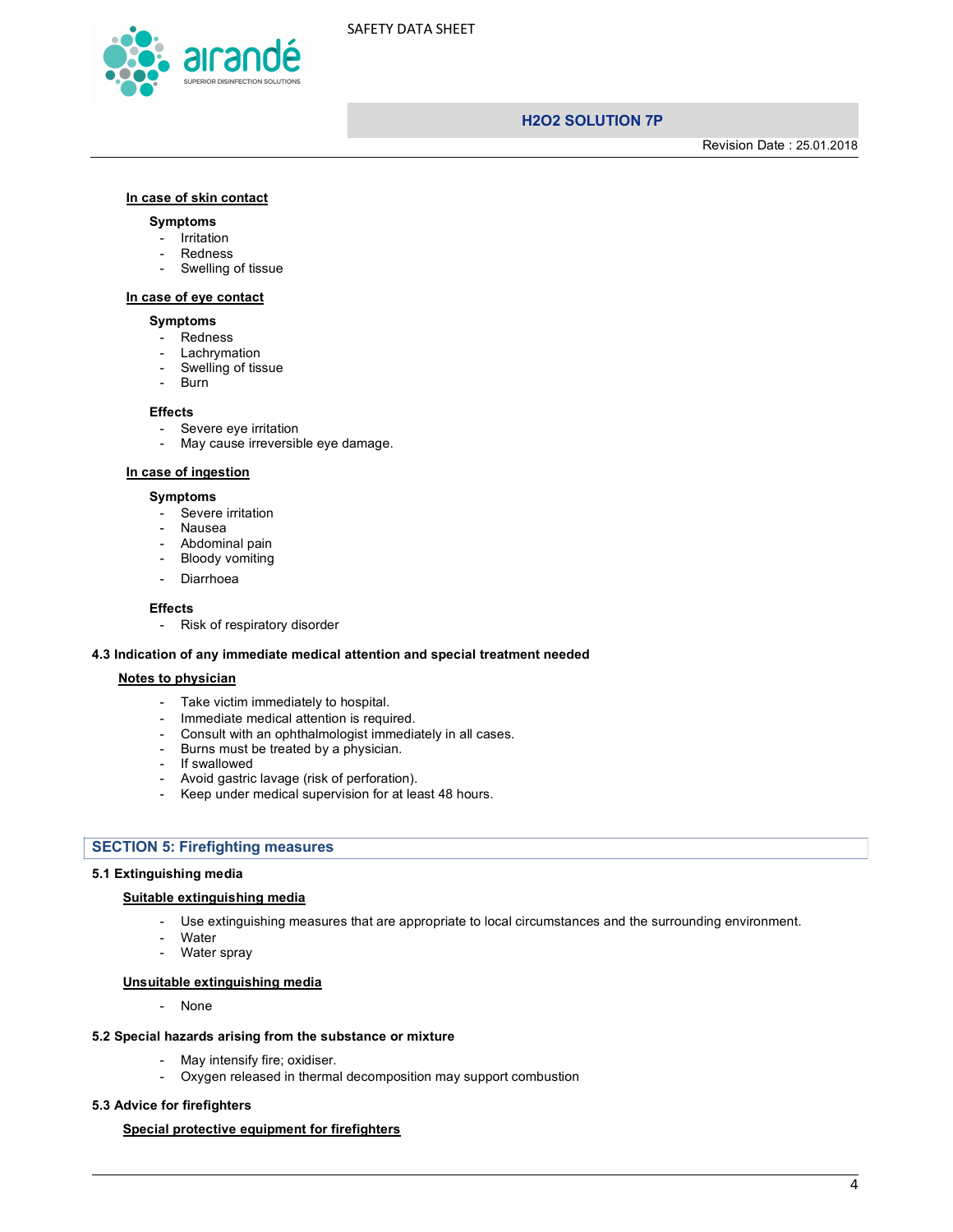**In case of skin contact**

**Symptoms**

- Irritation
- Redness
- Swelling of tissue

**In case of eye contact**

**Symptoms**

- Redness
- Lachrymation
- Swelling of tissue
- Burn

**Effects**

- Severe eye irritation
- May cause irreversible eye damage.

**In case of ingestion**

**Symptoms**

- Severe irritation
- Nausea
- Abdominal pain
- Bloody vomiting
- Diarrhoea

**Effects**

- Risk of respiratory disorder

### 4.3 Indication of any immediate medical attention and special treatment needed

**Notes to physician**

- Take victim immediately to hospital.
- Immediate medical attention is required.
- Consult with an ophthalmologist immediately in all cases.
- Burns must be treated by a physician.
- If swallowed
- Avoid gastric lavage (risk of perforation).
- Keep under medical supervision for at least 48 hours.

## SECTION 5: Firefighting measures

### 5.1 Extinguishing media

**Suitable extinguishing media**

- Use extinguishing measures that are appropriate to local circumstances and the surrounding environment.
- Water
- Water spray

**Unsuitable extinguishing media**

- None

### 5.2 Special hazards arising from the substance or mixture

- May intensify fire; oxidiser.
- Oxygen released in thermal decomposition may support combustion

### 5.3 Advice for firefighters

**Special protective equipment for firefighters**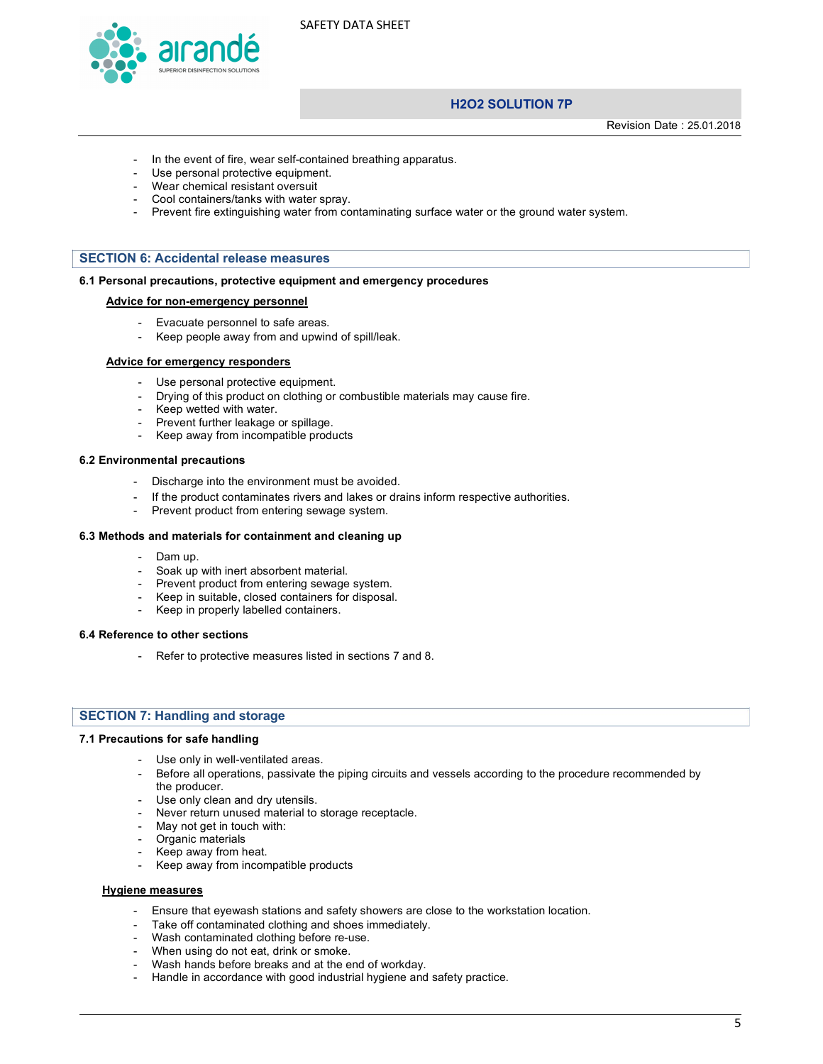- In the event of fire, wear self-contained breathing apparatus.
- Use personal protective equipment.
- Wear chemical resistant oversuit
- Cool containers/tanks with water spray.
- Prevent fire extinguishing water from contaminating surface water or the ground water system.

## SECTION 6: Accidental release measures

### 6.1 Personal precautions, protective equipment and emergency procedures

**Advice for non-emergency personnel**

- Evacuate personnel to safe areas.
- Keep people away from and upwind of spill/leak.

**Advice for emergency responders**

- Use personal protective equipment.
- Drying of this product on clothing or combustible materials may cause fire.
- Keep wetted with water.
- Prevent further leakage or spillage.
- Keep away from incompatible products

### 6.2 Environmental precautions

- Discharge into the environment must be avoided.
- If the product contaminates rivers and lakes or drains inform respective authorities.
- Prevent product from entering sewage system.

### 6.3 Methods and materials for containment and cleaning up

- Dam up.
- Soak up with inert absorbent material.
- Prevent product from entering sewage system.
- Keep in suitable, closed containers for disposal.
- Keep in properly labelled containers.

### 6.4 Reference to other sections

- Refer to protective measures listed in sections 7 and 8.

## SECTION 7: Handling and storage

### 7.1 Precautions for safe handling

- Use only in well-ventilated areas.
- Before all operations, passivate the piping circuits and vessels according to the procedure recommended by the producer.
- Use only clean and dry utensils.
- Never return unused material to storage receptacle.
- May not get in touch with:
- Organic materials
- Keep away from heat.
- Keep away from incompatible products

**Hygiene measures**

- Ensure that eyewash stations and safety showers are close to the workstation location.
- Take off contaminated clothing and shoes immediately.
- Wash contaminated clothing before re-use.
- When using do not eat, drink or smoke.
- Wash hands before breaks and at the end of workday.
- Handle in accordance with good industrial hygiene and safety practice.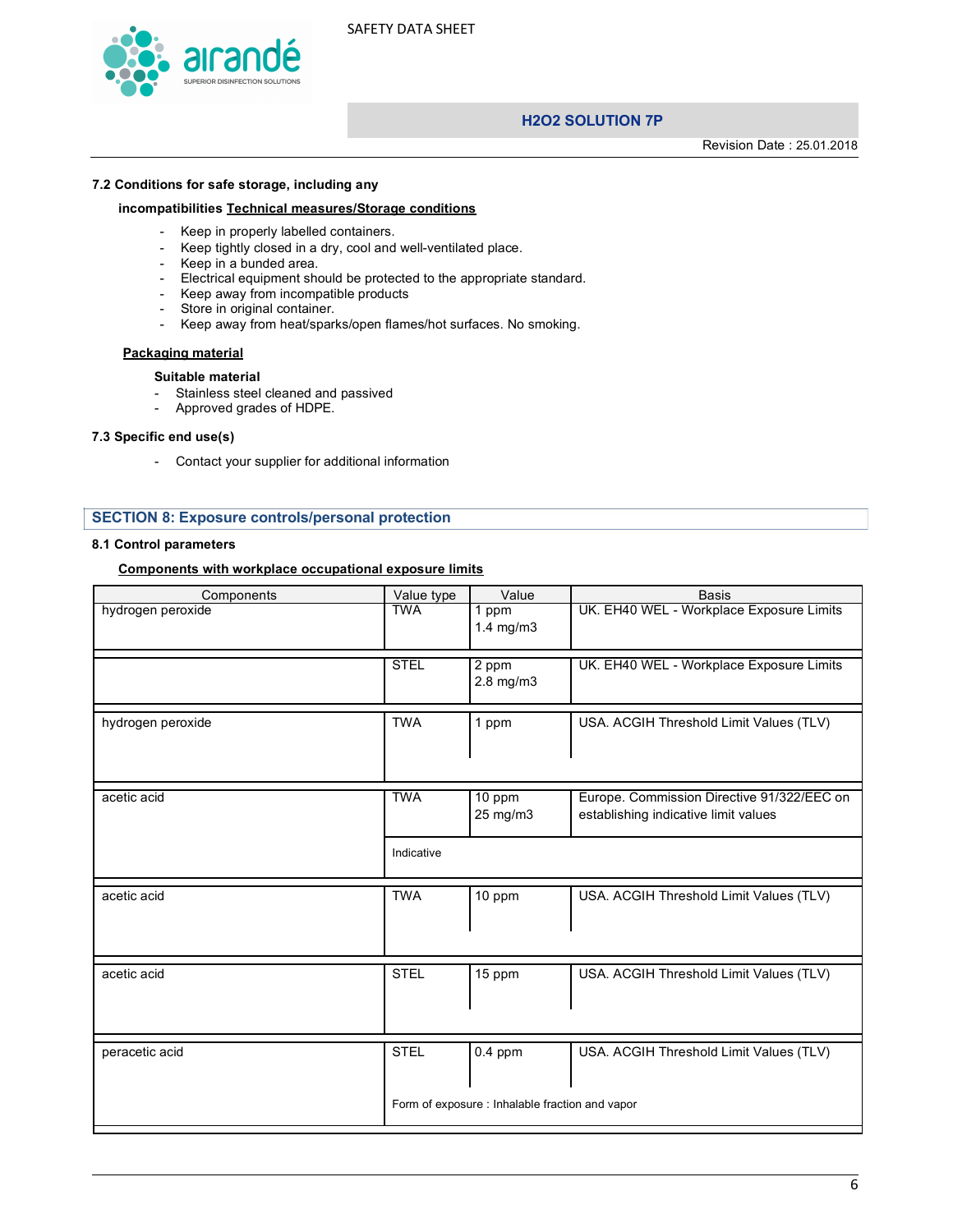### 7.2 Conditions for safe storage, including any incompatibilities

**Technical measures/Storage conditions**

- Keep in properly labelled containers.
- Keep tightly closed in a dry, cool and well-ventilated place.
- Keep in a bunded area.
- Electrical equipment should be protected to the appropriate standard.
- Keep away from incompatible products
- Store in original container.
- Keep away from heat/sparks/open flames/hot surfaces. No smoking.

**Packaging material**

**Suitable material**

- Stainless steel cleaned and passived
- Approved grades of HDPE.

### 7.3 Specific end use(s)

- Contact your supplier for additional information

## SECTION 8: Exposure controls/personal protection

### 8.1 Control parameters

**Components with workplace occupational exposure limits**

| Components | Value type | Value | Basis |
|---|---|---|---|
| hydrogen peroxide | TWA | 1 ppm<br>1.4 mg/m3 | UK. EH40 WEL - Workplace Exposure Limits |
| | STEL | 2 ppm<br>2.8 mg/m3 | UK. EH40 WEL - Workplace Exposure Limits |
| hydrogen peroxide | TWA | 1 ppm | USA. ACGIH Threshold Limit Values (TLV) |
| acetic acid | TWA | 10 ppm<br>25 mg/m3 | Europe. Commission Directive 91/322/EEC on establishing indicative limit values |
| | Indicative | | |
| acetic acid | TWA | 10 ppm | USA. ACGIH Threshold Limit Values (TLV) |
| acetic acid | STEL | 15 ppm | USA. ACGIH Threshold Limit Values (TLV) |
| peracetic acid | STEL | 0.4 ppm | USA. ACGIH Threshold Limit Values (TLV) |
| | Form of exposure : Inhalable fraction and vapor | | |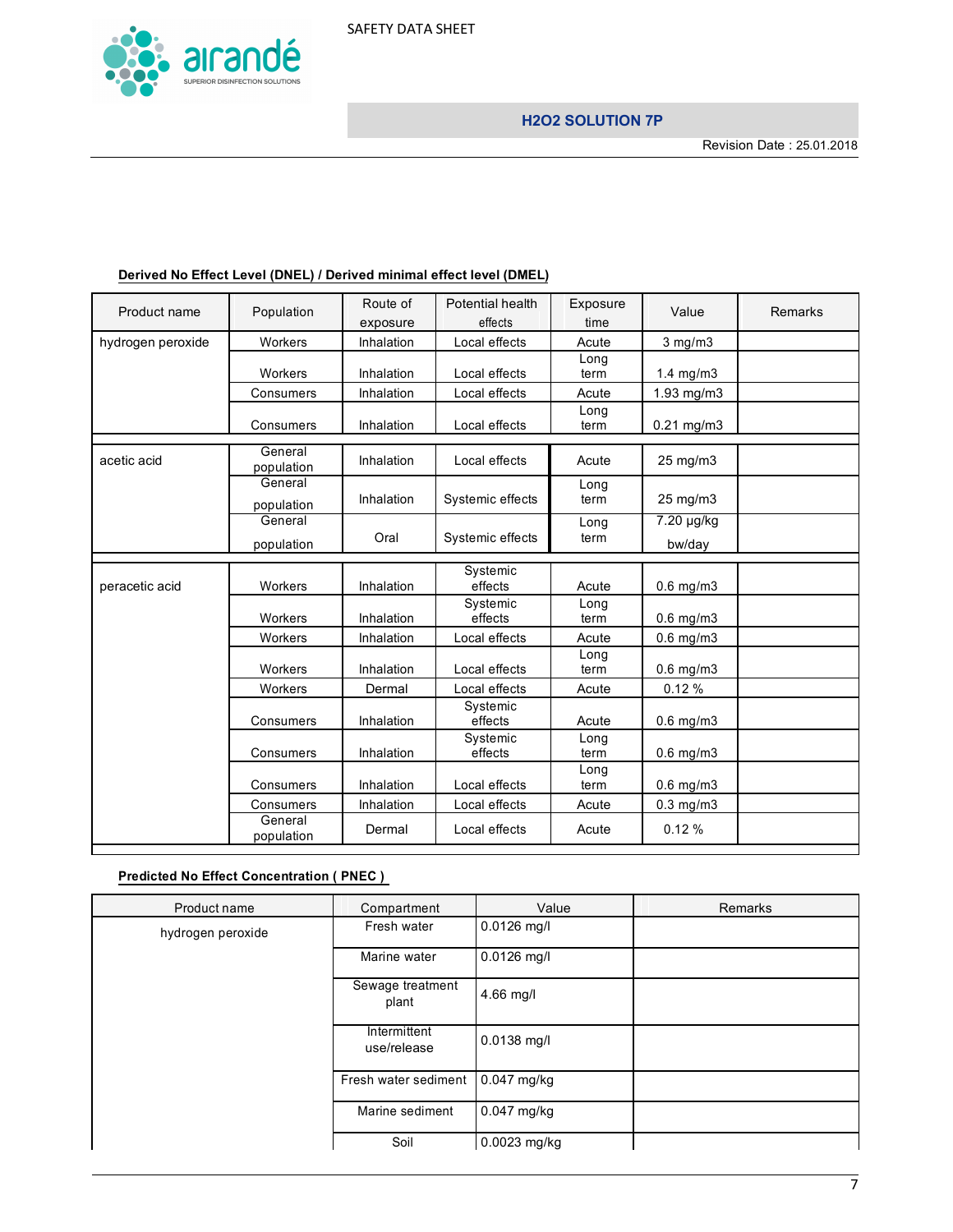**Derived No Effect Level (DNEL) / Derived minimal effect level (DMEL)**

| Product name | Population | Route of exposure | Potential health effects | Exposure time | Value | Remarks |
|---|---|---|---|---|---|---|
| hydrogen peroxide | Workers | Inhalation | Local effects | Acute | 3 mg/m3 | |
| | Workers | Inhalation | Local effects | Long term | 1.4 mg/m3 | |
| | Consumers | Inhalation | Local effects | Acute | 1.93 mg/m3 | |
| | Consumers | Inhalation | Local effects | Long term | 0.21 mg/m3 | |
| acetic acid | General population | Inhalation | Local effects | Acute | 25 mg/m3 | |
| | General population | Inhalation | Systemic effects | Long term | 25 mg/m3 | |
| | General population | Oral | Systemic effects | Long term | 7.20 µg/kg bw/day | |
| peracetic acid | Workers | Inhalation | Systemic effects | Acute | 0.6 mg/m3 | |
| | Workers | Inhalation | Systemic effects | Long term | 0.6 mg/m3 | |
| | Workers | Inhalation | Local effects | Acute | 0.6 mg/m3 | |
| | Workers | Inhalation | Local effects | Long term | 0.6 mg/m3 | |
| | Workers | Dermal | Local effects | Acute | 0.12 % | |
| | Consumers | Inhalation | Systemic effects | Acute | 0.6 mg/m3 | |
| | Consumers | Inhalation | Systemic effects | Long term | 0.6 mg/m3 | |
| | Consumers | Inhalation | Local effects | Long term | 0.6 mg/m3 | |
| | Consumers | Inhalation | Local effects | Acute | 0.3 mg/m3 | |
| | General population | Dermal | Local effects | Acute | 0.12 % | |

**Predicted No Effect Concentration ( PNEC )**

| Product name | Compartment | Value | Remarks |
|---|---|---|---|
| hydrogen peroxide | Fresh water | 0.0126 mg/l | |
| | Marine water | 0.0126 mg/l | |
| | Sewage treatment plant | 4.66 mg/l | |
| | Intermittent use/release | 0.0138 mg/l | |
| | Fresh water sediment | 0.047 mg/kg | |
| | Marine sediment | 0.047 mg/kg | |
| | Soil | 0.0023 mg/kg | |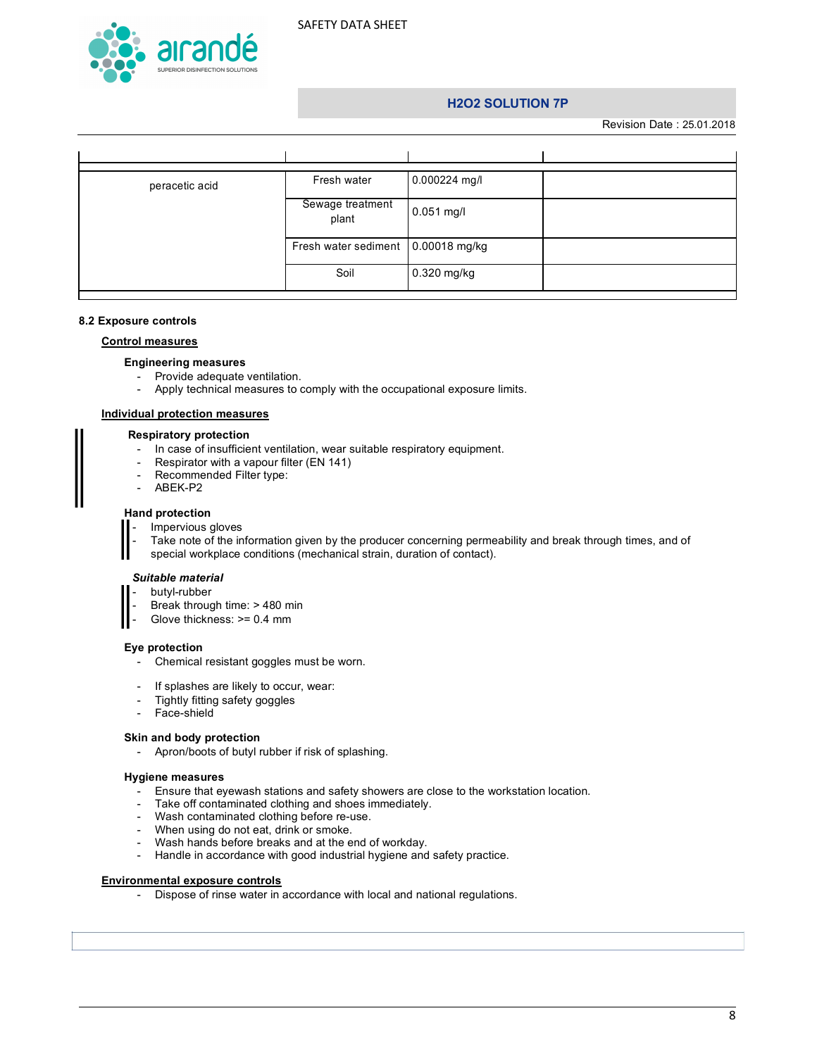| | | | |
|---|---|---|---|
| peracetic acid | Fresh water | 0.000224 mg/l | |
| | Sewage treatment plant | 0.051 mg/l | |
| | Fresh water sediment | 0.00018 mg/kg | |
| | Soil | 0.320 mg/kg | |

**8.2 Exposure controls**

**Control measures**

**Engineering measures**
- Provide adequate ventilation.
- Apply technical measures to comply with the occupational exposure limits.

**Individual protection measures**

**Respiratory protection**
- In case of insufficient ventilation, wear suitable respiratory equipment.
- Respirator with a vapour filter (EN 141)
- Recommended Filter type:
- ABEK-P2

**Hand protection**
- Impervious gloves
- Take note of the information given by the producer concerning permeability and break through times, and of special workplace conditions (mechanical strain, duration of contact).

***Suitable material***
- butyl-rubber
- Break through time: > 480 min
- Glove thickness: >= 0.4 mm

**Eye protection**
- Chemical resistant goggles must be worn.

- If splashes are likely to occur, wear:
- Tightly fitting safety goggles
- Face-shield

**Skin and body protection**
- Apron/boots of butyl rubber if risk of splashing.

**Hygiene measures**
- Ensure that eyewash stations and safety showers are close to the workstation location.
- Take off contaminated clothing and shoes immediately.
- Wash contaminated clothing before re-use.
- When using do not eat, drink or smoke.
- Wash hands before breaks and at the end of workday.
- Handle in accordance with good industrial hygiene and safety practice.

**Environmental exposure controls**
- Dispose of rinse water in accordance with local and national regulations.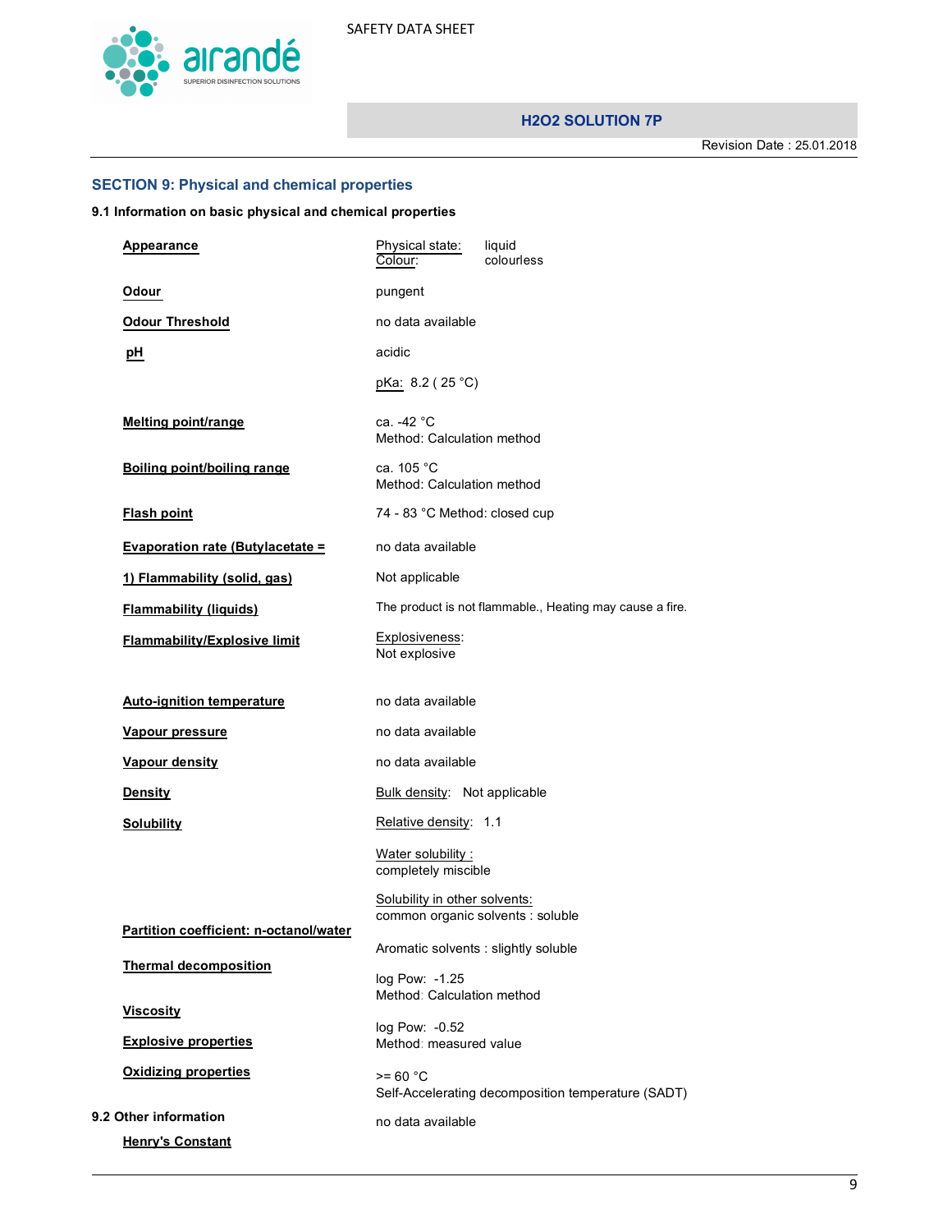## SECTION 9: Physical and chemical properties

### 9.1 Information on basic physical and chemical properties

| Property | Value |
|---|---|
| Appearance | Physical state: liquid<br>Colour: colourless |
| Odour | pungent |
| Odour Threshold | no data available |
| pH | acidic<br>pKa: 8.2 ( 25 °C) |
| Melting point/range | ca. -42 °C<br>Method: Calculation method |
| Boiling point/boiling range | ca. 105 °C<br>Method: Calculation method |
| Flash point | 74 - 83 °C Method: closed cup |
| Evaporation rate (Butylacetate = | no data available |
| 1) Flammability (solid, gas) | Not applicable |
| Flammability (liquids) | The product is not flammable., Heating may cause a fire. |
| Flammability/Explosive limit | Explosiveness:<br>Not explosive |
| Auto-ignition temperature | no data available |
| Vapour pressure | no data available |
| Vapour density | no data available |
| Density | Bulk density: Not applicable |
| Solubility | Relative density: 1.1<br>Water solubility :<br>completely miscible<br>Solubility in other solvents:<br>common organic solvents : soluble |
| Partition coefficient: n-octanol/water | Aromatic solvents : slightly soluble |
| Thermal decomposition | log Pow: -1.25<br>Method: Calculation method |
| Viscosity | log Pow: -0.52<br>Method: measured value |
| Explosive properties | |
| Oxidizing properties | >= 60 °C<br>Self-Accelerating decomposition temperature (SADT) |

### 9.2 Other information

| Property | Value |
|---|---|
| Henry's Constant | no data available |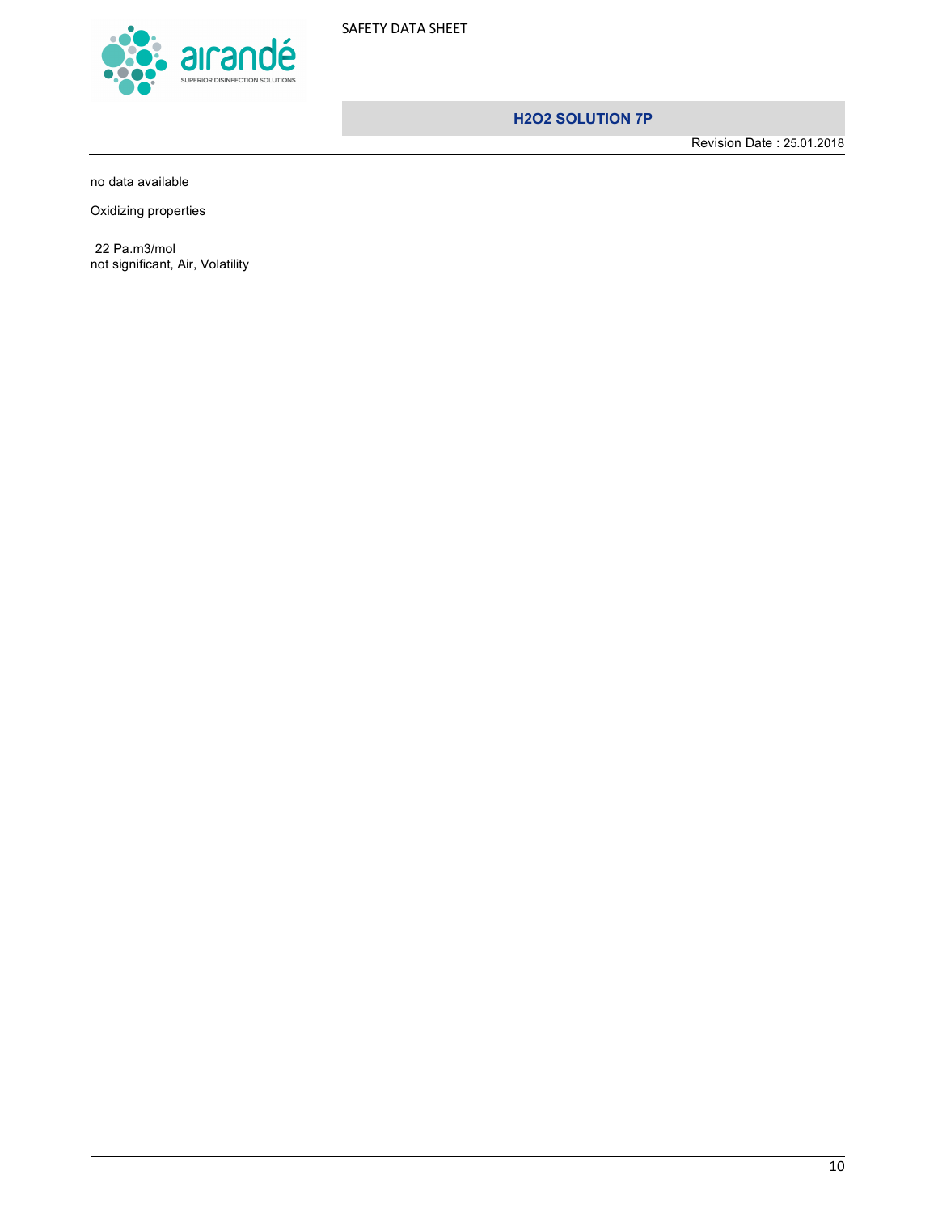no data available

Oxidizing properties

22 Pa.m3/mol
not significant, Air, Volatility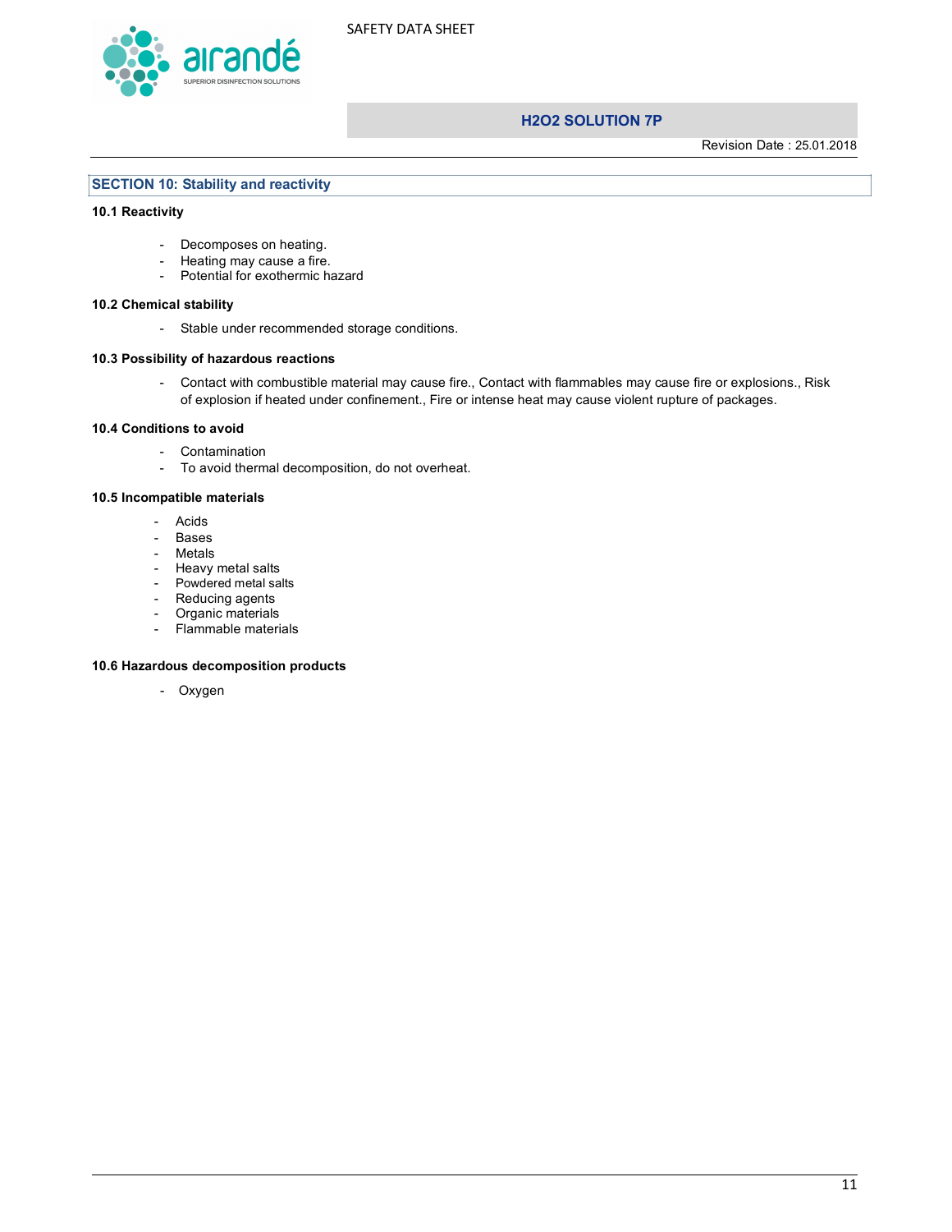## SECTION 10: Stability and reactivity

### 10.1 Reactivity

- Decomposes on heating.
- Heating may cause a fire.
- Potential for exothermic hazard

### 10.2 Chemical stability

- Stable under recommended storage conditions.

### 10.3 Possibility of hazardous reactions

- Contact with combustible material may cause fire., Contact with flammables may cause fire or explosions., Risk of explosion if heated under confinement., Fire or intense heat may cause violent rupture of packages.

### 10.4 Conditions to avoid

- Contamination
- To avoid thermal decomposition, do not overheat.

### 10.5 Incompatible materials

- Acids
- Bases
- Metals
- Heavy metal salts
- Powdered metal salts
- Reducing agents
- Organic materials
- Flammable materials

### 10.6 Hazardous decomposition products

- Oxygen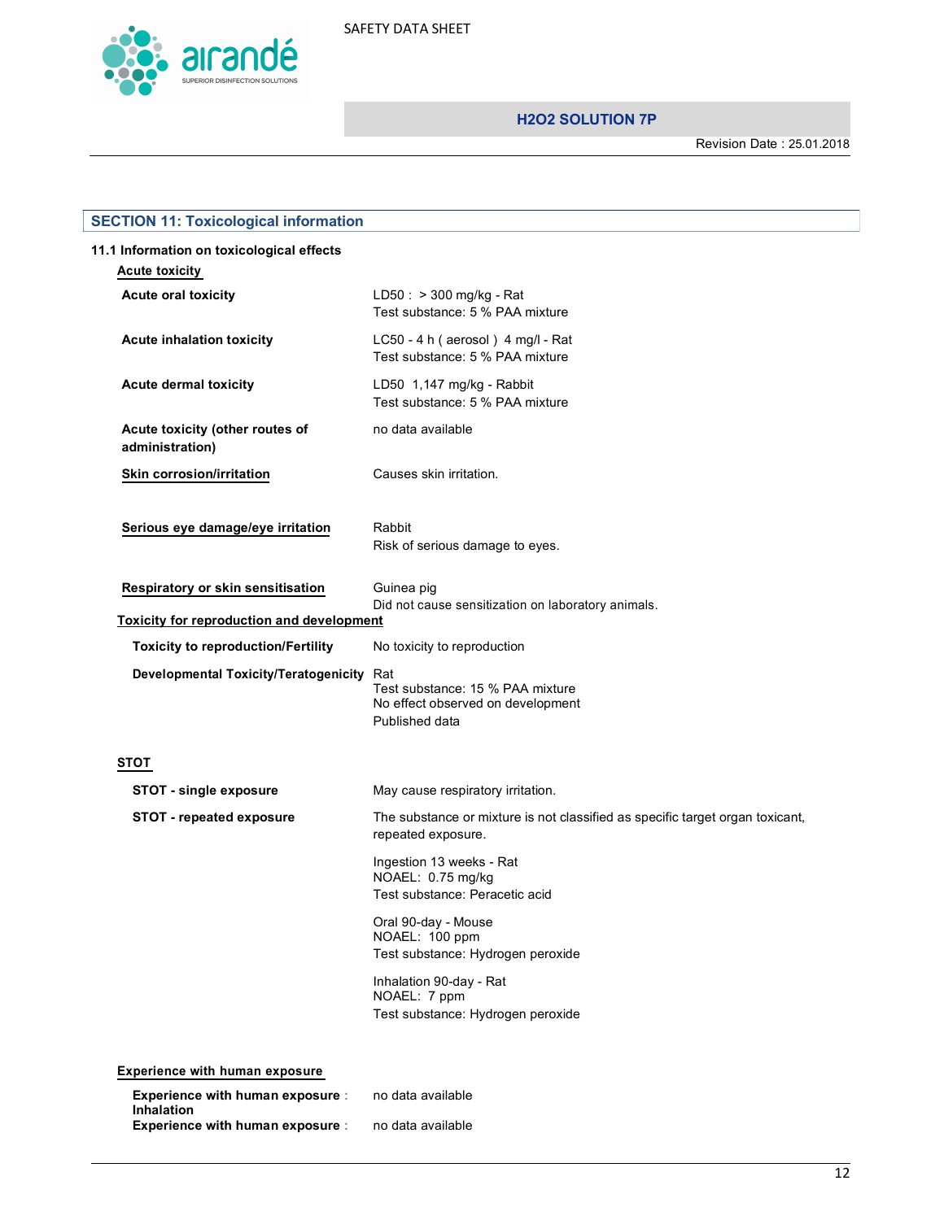## SECTION 11: Toxicological information

### 11.1 Information on toxicological effects

**Acute toxicity**

| | |
|---|---|
| **Acute oral toxicity** | LD50 : > 300 mg/kg - Rat<br>Test substance: 5 % PAA mixture |
| **Acute inhalation toxicity** | LC50 - 4 h ( aerosol ) 4 mg/l - Rat<br>Test substance: 5 % PAA mixture |
| **Acute dermal toxicity** | LD50 1,147 mg/kg - Rabbit<br>Test substance: 5 % PAA mixture |
| **Acute toxicity (other routes of administration)** | no data available |
| **Skin corrosion/irritation** | Causes skin irritation. |
| **Serious eye damage/eye irritation** | Rabbit<br>Risk of serious damage to eyes. |
| **Respiratory or skin sensitisation** | Guinea pig<br>Did not cause sensitization on laboratory animals. |

**Toxicity for reproduction and development**

| | |
|---|---|
| **Toxicity to reproduction/Fertility** | No toxicity to reproduction |
| **Developmental Toxicity/Teratogenicity** | Rat<br>Test substance: 15 % PAA mixture<br>No effect observed on development<br>Published data |

**STOT**

| | |
|---|---|
| **STOT - single exposure** | May cause respiratory irritation. |
| **STOT - repeated exposure** | The substance or mixture is not classified as specific target organ toxicant, repeated exposure.<br><br>Ingestion 13 weeks - Rat<br>NOAEL: 0.75 mg/kg<br>Test substance: Peracetic acid<br><br>Oral 90-day - Mouse<br>NOAEL: 100 ppm<br>Test substance: Hydrogen peroxide<br><br>Inhalation 90-day - Rat<br>NOAEL: 7 ppm<br>Test substance: Hydrogen peroxide |

**Experience with human exposure**

| | |
|---|---|
| **Experience with human exposure : Inhalation** | no data available |
| **Experience with human exposure :** | no data available |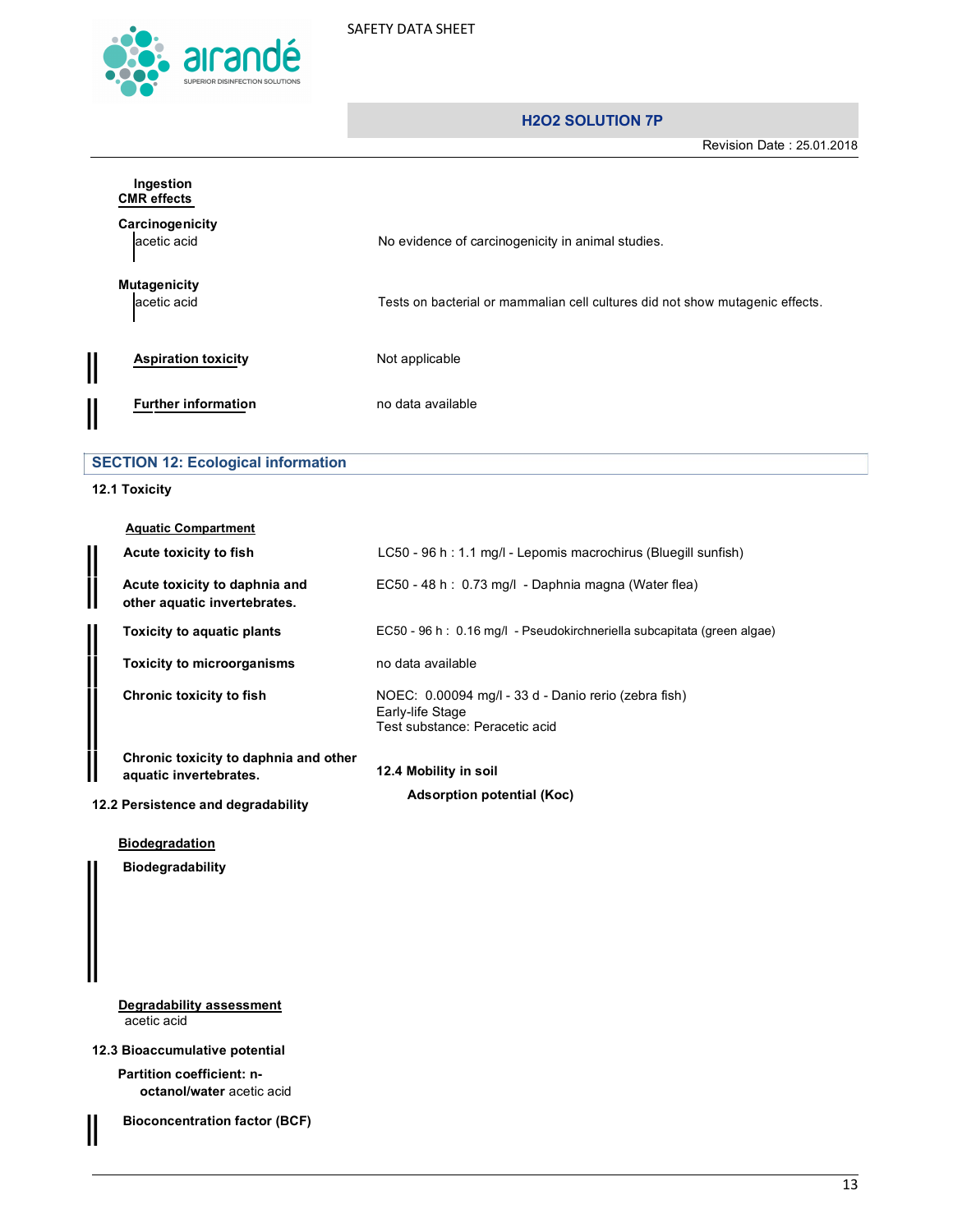**Ingestion**

**CMR effects**

**Carcinogenicity**

| | |
|---|---|
| acetic acid | No evidence of carcinogenicity in animal studies. |

**Mutagenicity**

| | |
|---|---|
| acetic acid | Tests on bacterial or mammalian cell cultures did not show mutagenic effects. |

| | |
|---|---|
| **Aspiration toxicity** | Not applicable |
| **Further information** | no data available |

## SECTION 12: Ecological information

### 12.1 Toxicity

**Aquatic Compartment**

| | |
|---|---|
| **Acute toxicity to fish** | LC50 - 96 h : 1.1 mg/l - Lepomis macrochirus (Bluegill sunfish) |
| **Acute toxicity to daphnia and other aquatic invertebrates.** | EC50 - 48 h : 0.73 mg/l - Daphnia magna (Water flea) |
| **Toxicity to aquatic plants** | EC50 - 96 h : 0.16 mg/l - Pseudokirchneriella subcapitata (green algae) |
| **Toxicity to microorganisms** | no data available |
| **Chronic toxicity to fish** | NOEC: 0.00094 mg/l - 33 d - Danio rerio (zebra fish)<br>Early-life Stage<br>Test substance: Peracetic acid |
| **Chronic toxicity to daphnia and other aquatic invertebrates.** | |

### 12.2 Persistence and degradability

**Biodegradation**

**Biodegradability**

**Degradability assessment**

acetic acid

### 12.3 Bioaccumulative potential

**Partition coefficient: n-octanol/water** acetic acid

**Bioconcentration factor (BCF)**

### 12.4 Mobility in soil

**Adsorption potential (Koc)**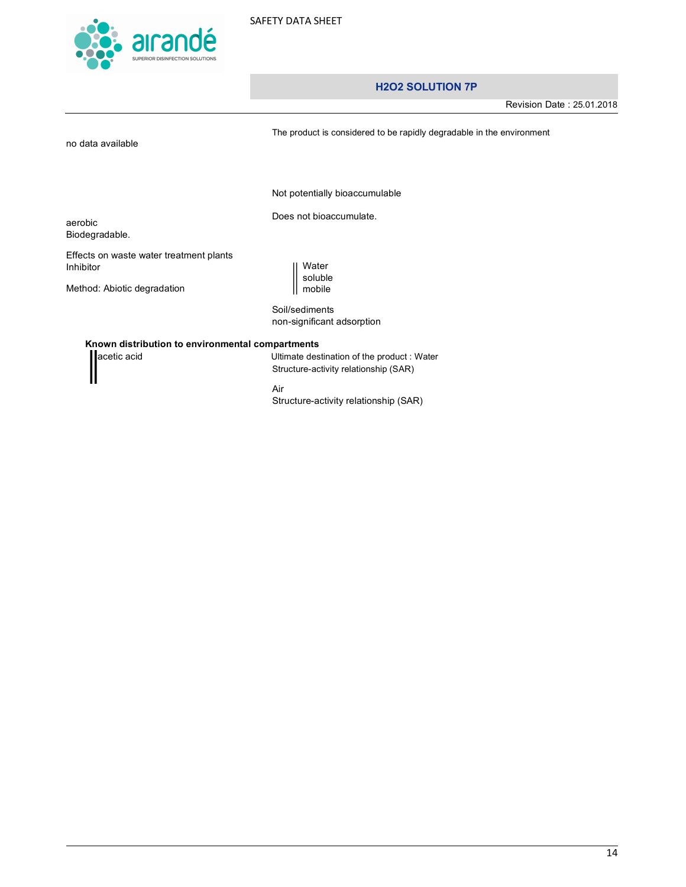The product is considered to be rapidly degradable in the environment

no data available

Not potentially bioaccumulable

Does not bioaccumulate.

aerobic
Biodegradable.

Effects on waste water treatment plants
Inhibitor

Water
soluble
mobile

Method: Abiotic degradation

Soil/sediments
non-significant adsorption

**Known distribution to environmental compartments**

| | |
|---|---|
| acetic acid | Ultimate destination of the product : Water<br>Structure-activity relationship (SAR) |
| | Air<br>Structure-activity relationship (SAR) |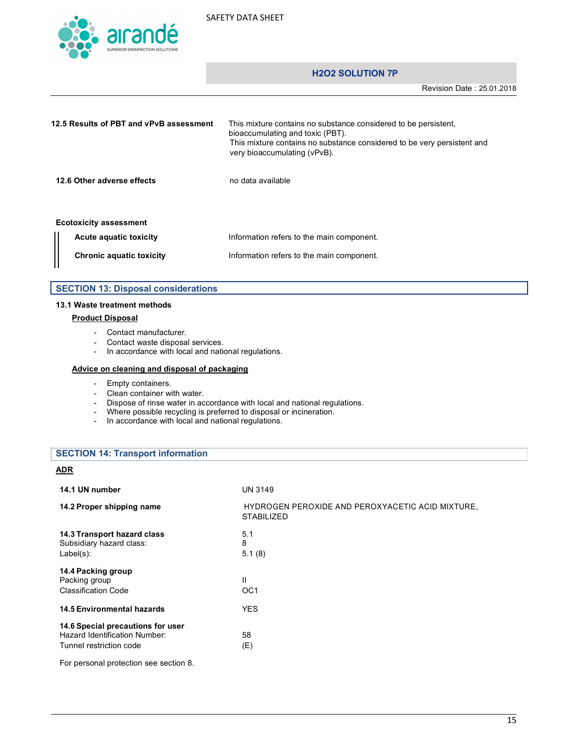| | |
|---|---|
| **12.5 Results of PBT and vPvB assessment** | This mixture contains no substance considered to be persistent, bioaccumulating and toxic (PBT). This mixture contains no substance considered to be very persistent and very bioaccumulating (vPvB). |
| **12.6 Other adverse effects** | no data available |

**Ecotoxicity assessment**

| | |
|---|---|
| **Acute aquatic toxicity** | Information refers to the main component. |
| **Chronic aquatic toxicity** | Information refers to the main component. |

## SECTION 13: Disposal considerations

### 13.1 Waste treatment methods

**Product Disposal**

- Contact manufacturer.
- Contact waste disposal services.
- In accordance with local and national regulations.

**Advice on cleaning and disposal of packaging**

- Empty containers.
- Clean container with water.
- Dispose of rinse water in accordance with local and national regulations.
- Where possible recycling is preferred to disposal or incineration.
- In accordance with local and national regulations.

## SECTION 14: Transport information

**ADR**

| | |
|---|---|
| **14.1 UN number** | UN 3149 |
| **14.2 Proper shipping name** | HYDROGEN PEROXIDE AND PEROXYACETIC ACID MIXTURE, STABILIZED |
| **14.3 Transport hazard class** | 5.1 |
| Subsidiary hazard class: | 8 |
| Label(s): | 5.1 (8) |
| **14.4 Packing group** | |
| Packing group | II |
| Classification Code | OC1 |
| **14.5 Environmental hazards** | YES |
| **14.6 Special precautions for user** | |
| Hazard Identification Number: | 58 |
| Tunnel restriction code | (E) |

For personal protection see section 8.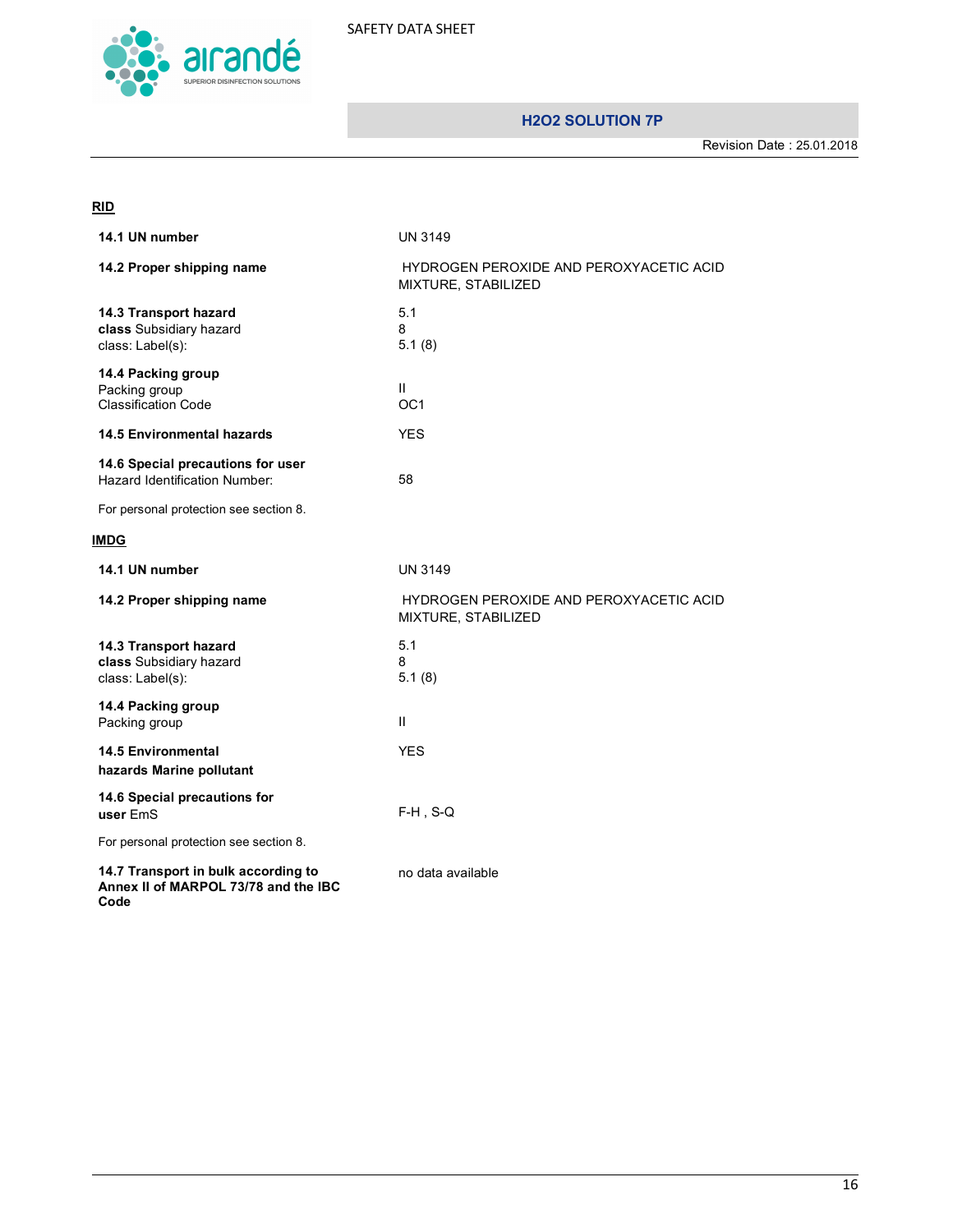**RID**

| | |
|---|---|
| **14.1 UN number** | UN 3149 |
| **14.2 Proper shipping name** | HYDROGEN PEROXIDE AND PEROXYACETIC ACID MIXTURE, STABILIZED |
| **14.3 Transport hazard class** Subsidiary hazard class: Label(s): | 5.1<br>8<br>5.1 (8) |
| **14.4 Packing group**<br>Packing group<br>Classification Code | <br>II<br>OC1 |
| **14.5 Environmental hazards** | YES |
| **14.6 Special precautions for user**<br>Hazard Identification Number: | <br>58 |

For personal protection see section 8.

**IMDG**

| | |
|---|---|
| **14.1 UN number** | UN 3149 |
| **14.2 Proper shipping name** | HYDROGEN PEROXIDE AND PEROXYACETIC ACID MIXTURE, STABILIZED |
| **14.3 Transport hazard class** Subsidiary hazard class: Label(s): | 5.1<br>8<br>5.1 (8) |
| **14.4 Packing group**<br>Packing group | <br>II |
| **14.5 Environmental hazards Marine pollutant** | YES |
| **14.6 Special precautions for user** EmS | F-H , S-Q |

For personal protection see section 8.

| | |
|---|---|
| **14.7 Transport in bulk according to Annex II of MARPOL 73/78 and the IBC Code** | no data available |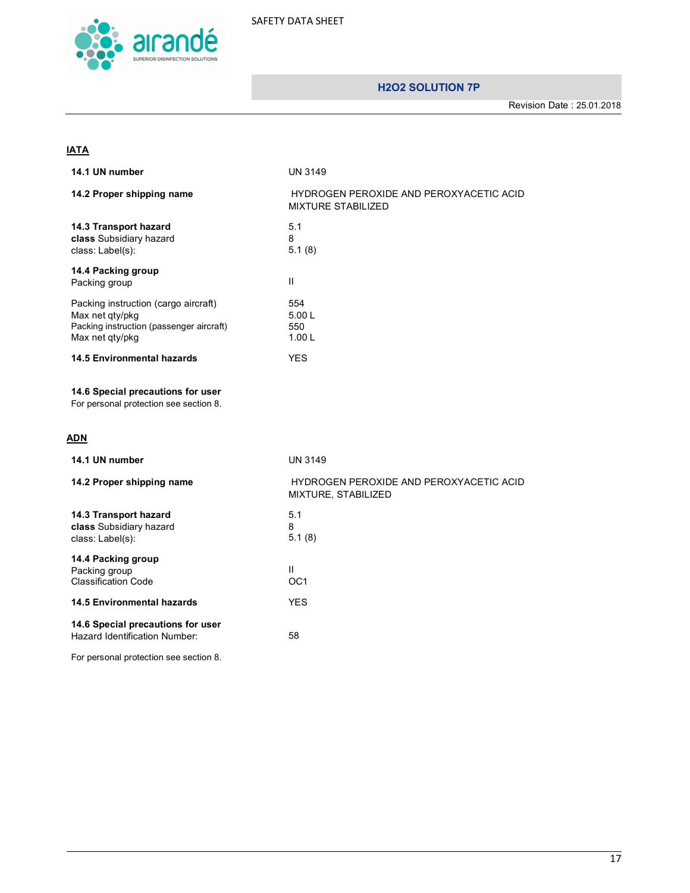### IATA

| | |
|---|---|
| **14.1 UN number** | UN 3149 |
| **14.2 Proper shipping name** | HYDROGEN PEROXIDE AND PEROXYACETIC ACID MIXTURE STABILIZED |
| **14.3 Transport hazard class** Subsidiary hazard class: Label(s): | 5.1<br>8<br>5.1 (8) |
| **14.4 Packing group** Packing group | II |
| Packing instruction (cargo aircraft) | 554 |
| Max net qty/pkg | 5.00 L |
| Packing instruction (passenger aircraft) | 550 |
| Max net qty/pkg | 1.00 L |
| **14.5 Environmental hazards** | YES |

**14.6 Special precautions for user**
For personal protection see section 8.

### ADN

| | |
|---|---|
| **14.1 UN number** | UN 3149 |
| **14.2 Proper shipping name** | HYDROGEN PEROXIDE AND PEROXYACETIC ACID MIXTURE, STABILIZED |
| **14.3 Transport hazard class** Subsidiary hazard class: Label(s): | 5.1<br>8<br>5.1 (8) |
| **14.4 Packing group** Packing group | II |
| Classification Code | OC1 |
| **14.5 Environmental hazards** | YES |
| **14.6 Special precautions for user** Hazard Identification Number: | 58 |

For personal protection see section 8.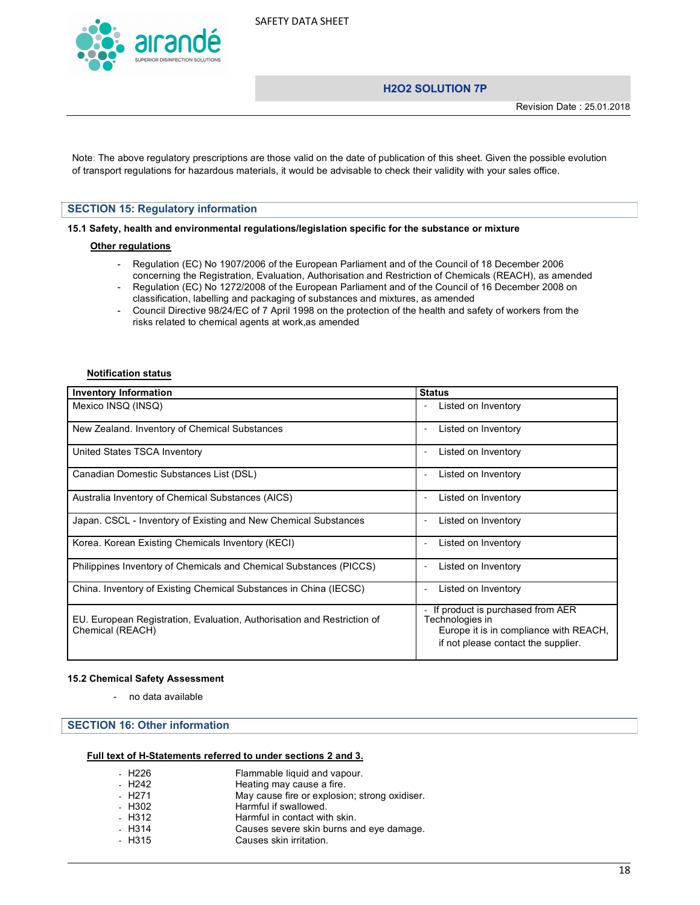Note: The above regulatory prescriptions are those valid on the date of publication of this sheet. Given the possible evolution of transport regulations for hazardous materials, it would be advisable to check their validity with your sales office.

## SECTION 15: Regulatory information

**15.1 Safety, health and environmental regulations/legislation specific for the substance or mixture**

**Other regulations**

- Regulation (EC) No 1907/2006 of the European Parliament and of the Council of 18 December 2006 concerning the Registration, Evaluation, Authorisation and Restriction of Chemicals (REACH), as amended
- Regulation (EC) No 1272/2008 of the European Parliament and of the Council of 16 December 2008 on classification, labelling and packaging of substances and mixtures, as amended
- Council Directive 98/24/EC of 7 April 1998 on the protection of the health and safety of workers from the risks related to chemical agents at work,as amended

**Notification status**

| Inventory Information | Status |
|---|---|
| Mexico INSQ (INSQ) | - Listed on Inventory |
| New Zealand. Inventory of Chemical Substances | - Listed on Inventory |
| United States TSCA Inventory | - Listed on Inventory |
| Canadian Domestic Substances List (DSL) | - Listed on Inventory |
| Australia Inventory of Chemical Substances (AICS) | - Listed on Inventory |
| Japan. CSCL - Inventory of Existing and New Chemical Substances | - Listed on Inventory |
| Korea. Korean Existing Chemicals Inventory (KECI) | - Listed on Inventory |
| Philippines Inventory of Chemicals and Chemical Substances (PICCS) | - Listed on Inventory |
| China. Inventory of Existing Chemical Substances in China (IECSC) | - Listed on Inventory |
| EU. European Registration, Evaluation, Authorisation and Restriction of Chemical (REACH) | - If product is purchased from AER Technologies in Europe it is in compliance with REACH, if not please contact the supplier. |

**15.2 Chemical Safety Assessment**

- no data available

## SECTION 16: Other information

**Full text of H-Statements referred to under sections 2 and 3.**

- H226 Flammable liquid and vapour.
- H242 Heating may cause a fire.
- H271 May cause fire or explosion; strong oxidiser.
- H302 Harmful if swallowed.
- H312 Harmful in contact with skin.
- H314 Causes severe skin burns and eye damage.
- H315 Causes skin irritation.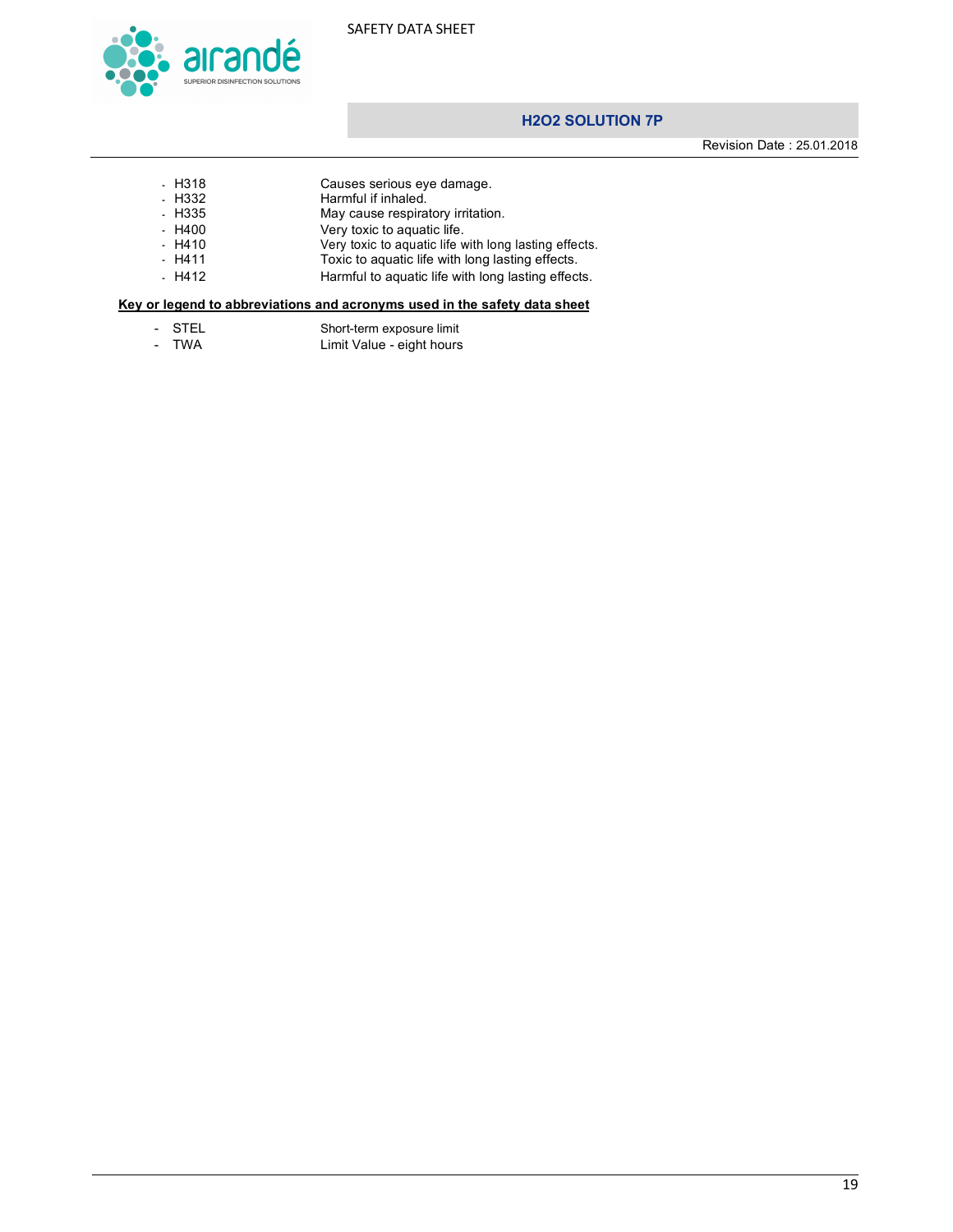- H318 Causes serious eye damage.
- H332 Harmful if inhaled.
- H335 May cause respiratory irritation.
- H400 Very toxic to aquatic life.
- H410 Very toxic to aquatic life with long lasting effects.
- H411 Toxic to aquatic life with long lasting effects.
- H412 Harmful to aquatic life with long lasting effects.

**Key or legend to abbreviations and acronyms used in the safety data sheet**

- STEL Short-term exposure limit
- TWA Limit Value - eight hours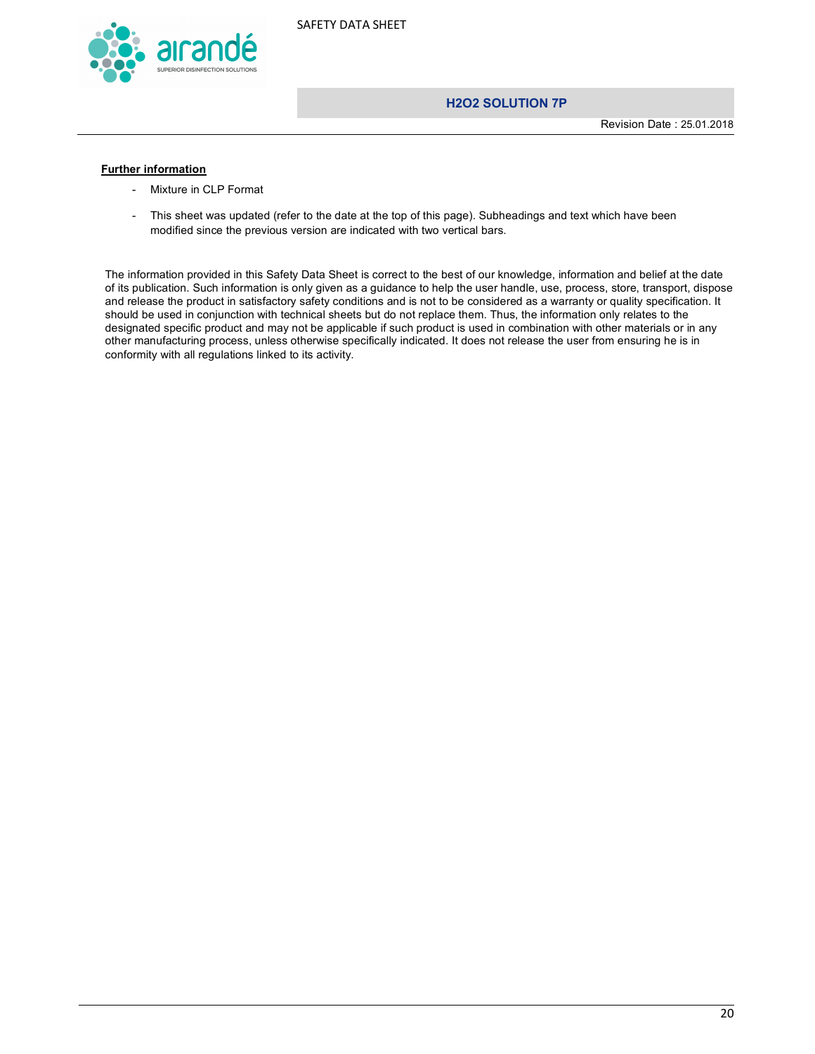**Further information**

- Mixture in CLP Format

- This sheet was updated (refer to the date at the top of this page). Subheadings and text which have been modified since the previous version are indicated with two vertical bars.

The information provided in this Safety Data Sheet is correct to the best of our knowledge, information and belief at the date of its publication. Such information is only given as a guidance to help the user handle, use, process, store, transport, dispose and release the product in satisfactory safety conditions and is not to be considered as a warranty or quality specification. It should be used in conjunction with technical sheets but do not replace them. Thus, the information only relates to the designated specific product and may not be applicable if such product is used in combination with other materials or in any other manufacturing process, unless otherwise specifically indicated. It does not release the user from ensuring he is in conformity with all regulations linked to its activity.